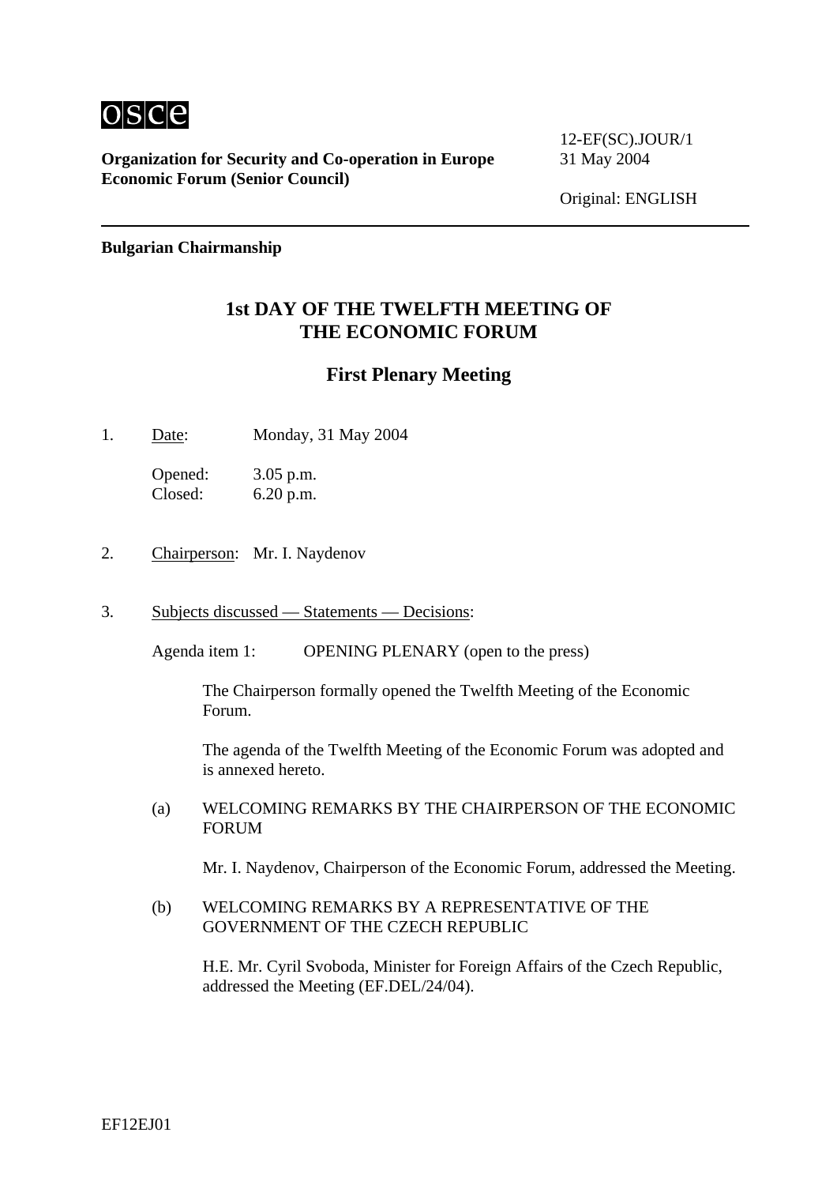OSCE

**Organization for Security and Co-operation in Europe**
**Economic Forum (Senior Council)**

12-EF(SC).JOUR/1
31 May 2004

Original: ENGLISH

**Bulgarian Chairmanship**

# 1st DAY OF THE TWELFTH MEETING OF THE ECONOMIC FORUM

## First Plenary Meeting

1. Date: Monday, 31 May 2004

   Opened: 3.05 p.m.
   Closed: 6.20 p.m.

2. Chairperson: Mr. I. Naydenov

3. Subjects discussed — Statements — Decisions:

   Agenda item 1: OPENING PLENARY (open to the press)

   The Chairperson formally opened the Twelfth Meeting of the Economic Forum.

   The agenda of the Twelfth Meeting of the Economic Forum was adopted and is annexed hereto.

   (a) WELCOMING REMARKS BY THE CHAIRPERSON OF THE ECONOMIC FORUM

   Mr. I. Naydenov, Chairperson of the Economic Forum, addressed the Meeting.

   (b) WELCOMING REMARKS BY A REPRESENTATIVE OF THE GOVERNMENT OF THE CZECH REPUBLIC

   H.E. Mr. Cyril Svoboda, Minister for Foreign Affairs of the Czech Republic, addressed the Meeting (EF.DEL/24/04).

EF12EJ01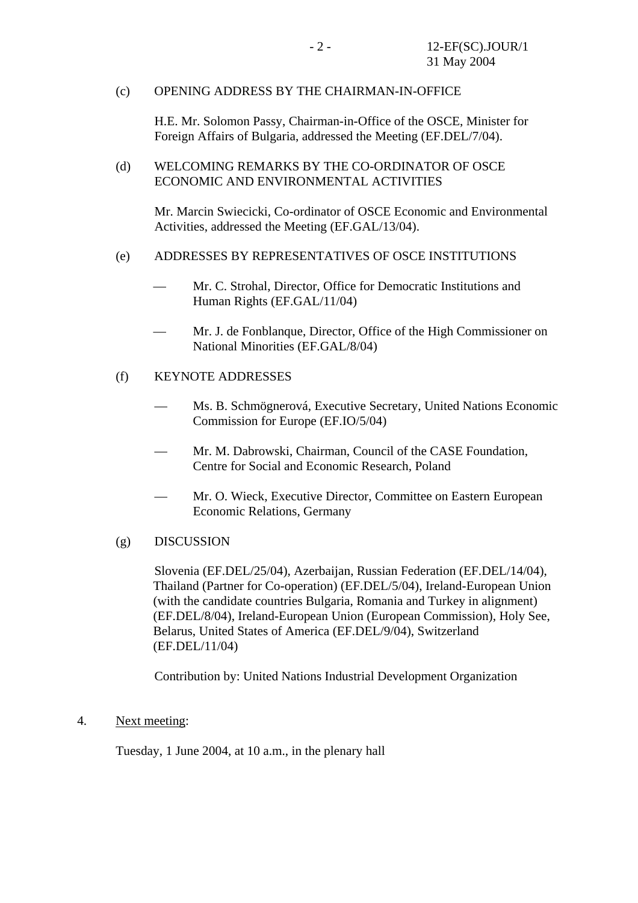(c) OPENING ADDRESS BY THE CHAIRMAN-IN-OFFICE

H.E. Mr. Solomon Passy, Chairman-in-Office of the OSCE, Minister for Foreign Affairs of Bulgaria, addressed the Meeting (EF.DEL/7/04).

(d) WELCOMING REMARKS BY THE CO-ORDINATOR OF OSCE ECONOMIC AND ENVIRONMENTAL ACTIVITIES

Mr. Marcin Swiecicki, Co-ordinator of OSCE Economic and Environmental Activities, addressed the Meeting (EF.GAL/13/04).

(e) ADDRESSES BY REPRESENTATIVES OF OSCE INSTITUTIONS

- Mr. C. Strohal, Director, Office for Democratic Institutions and Human Rights (EF.GAL/11/04)
- Mr. J. de Fonblanque, Director, Office of the High Commissioner on National Minorities (EF.GAL/8/04)

(f) KEYNOTE ADDRESSES

- Ms. B. Schmögnerová, Executive Secretary, United Nations Economic Commission for Europe (EF.IO/5/04)
- Mr. M. Dabrowski, Chairman, Council of the CASE Foundation, Centre for Social and Economic Research, Poland
- Mr. O. Wieck, Executive Director, Committee on Eastern European Economic Relations, Germany

(g) DISCUSSION

Slovenia (EF.DEL/25/04), Azerbaijan, Russian Federation (EF.DEL/14/04), Thailand (Partner for Co-operation) (EF.DEL/5/04), Ireland-European Union (with the candidate countries Bulgaria, Romania and Turkey in alignment) (EF.DEL/8/04), Ireland-European Union (European Commission), Holy See, Belarus, United States of America (EF.DEL/9/04), Switzerland (EF.DEL/11/04)

Contribution by: United Nations Industrial Development Organization

4. Next meeting:

Tuesday, 1 June 2004, at 10 a.m., in the plenary hall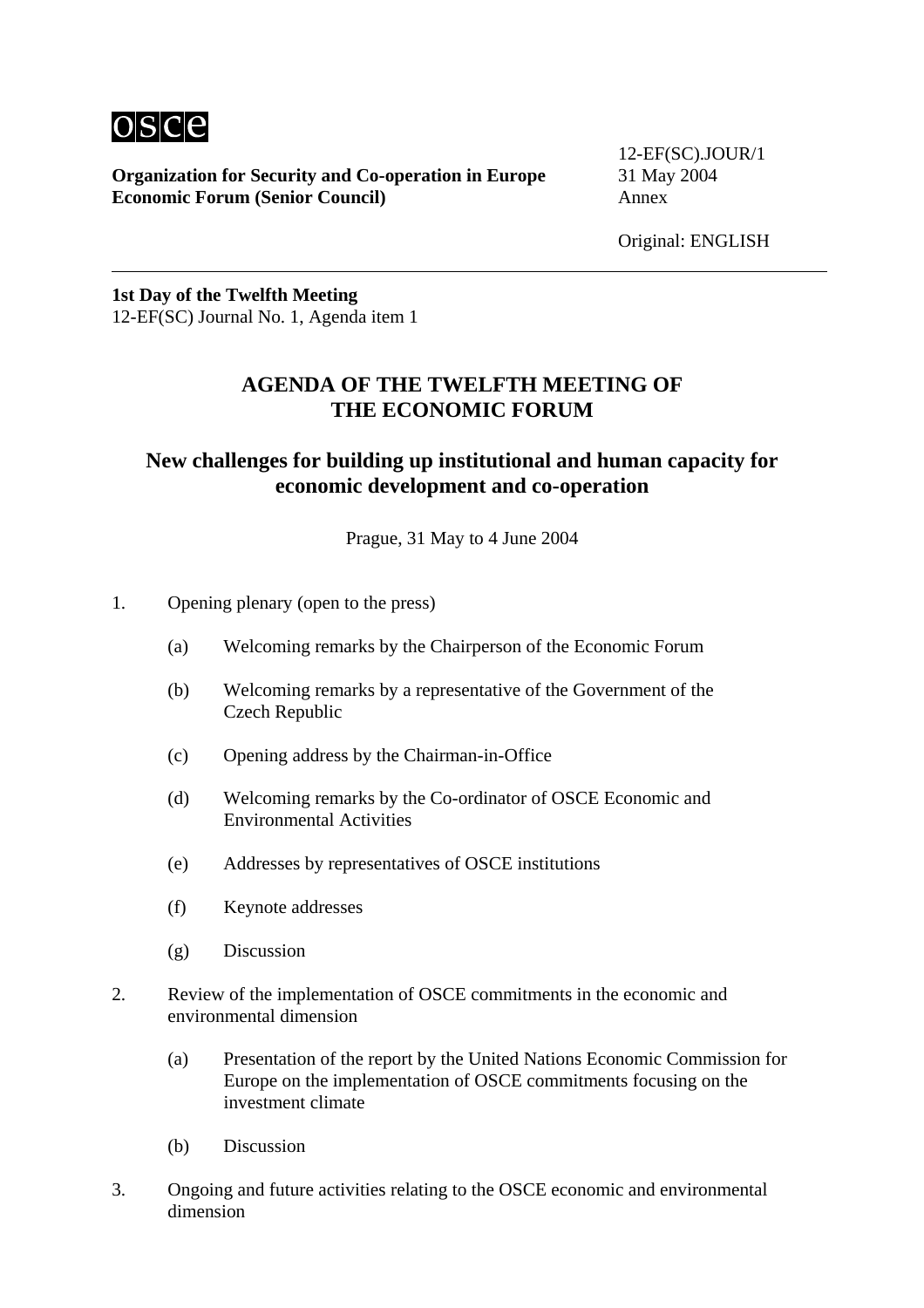**Organization for Security and Co-operation in Europe**
**Economic Forum (Senior Council)**

12-EF(SC).JOUR/1
31 May 2004
Annex

Original: ENGLISH

---

**1st Day of the Twelfth Meeting**
12-EF(SC) Journal No. 1, Agenda item 1

# AGENDA OF THE TWELFTH MEETING OF THE ECONOMIC FORUM

## New challenges for building up institutional and human capacity for economic development and co-operation

Prague, 31 May to 4 June 2004

1. Opening plenary (open to the press)

   (a) Welcoming remarks by the Chairperson of the Economic Forum

   (b) Welcoming remarks by a representative of the Government of the Czech Republic

   (c) Opening address by the Chairman-in-Office

   (d) Welcoming remarks by the Co-ordinator of OSCE Economic and Environmental Activities

   (e) Addresses by representatives of OSCE institutions

   (f) Keynote addresses

   (g) Discussion

2. Review of the implementation of OSCE commitments in the economic and environmental dimension

   (a) Presentation of the report by the United Nations Economic Commission for Europe on the implementation of OSCE commitments focusing on the investment climate

   (b) Discussion

3. Ongoing and future activities relating to the OSCE economic and environmental dimension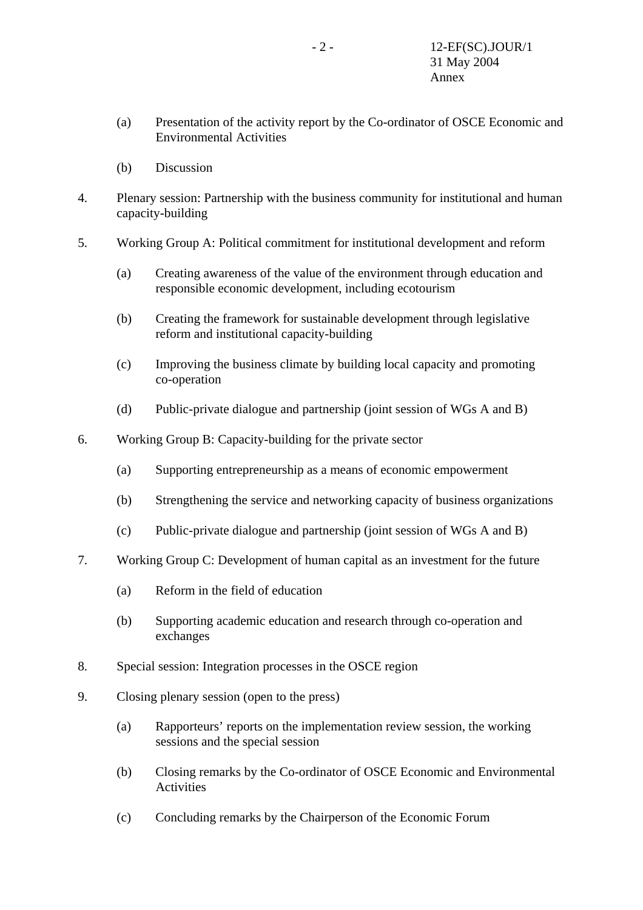(a) Presentation of the activity report by the Co-ordinator of OSCE Economic and Environmental Activities

(b) Discussion

4. Plenary session: Partnership with the business community for institutional and human capacity-building

5. Working Group A: Political commitment for institutional development and reform

   (a) Creating awareness of the value of the environment through education and responsible economic development, including ecotourism

   (b) Creating the framework for sustainable development through legislative reform and institutional capacity-building

   (c) Improving the business climate by building local capacity and promoting co-operation

   (d) Public-private dialogue and partnership (joint session of WGs A and B)

6. Working Group B: Capacity-building for the private sector

   (a) Supporting entrepreneurship as a means of economic empowerment

   (b) Strengthening the service and networking capacity of business organizations

   (c) Public-private dialogue and partnership (joint session of WGs A and B)

7. Working Group C: Development of human capital as an investment for the future

   (a) Reform in the field of education

   (b) Supporting academic education and research through co-operation and exchanges

8. Special session: Integration processes in the OSCE region

9. Closing plenary session (open to the press)

   (a) Rapporteurs' reports on the implementation review session, the working sessions and the special session

   (b) Closing remarks by the Co-ordinator of OSCE Economic and Environmental Activities

   (c) Concluding remarks by the Chairperson of the Economic Forum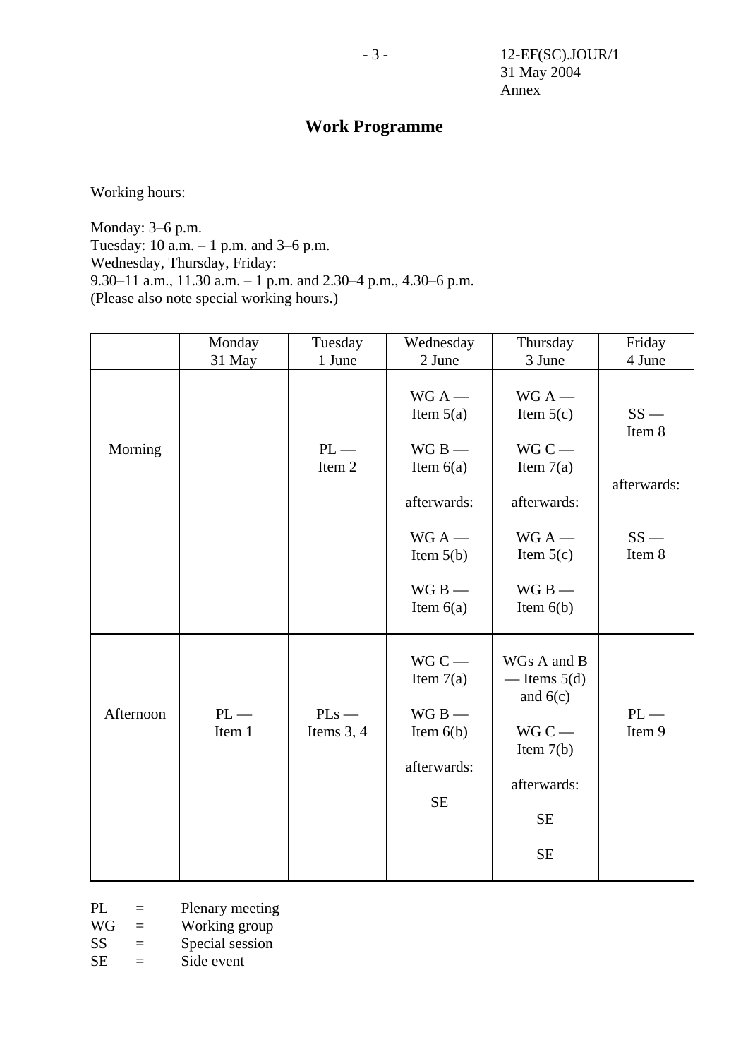# Work Programme

Working hours:

Monday: 3–6 p.m.
Tuesday: 10 a.m. – 1 p.m. and 3–6 p.m.
Wednesday, Thursday, Friday:
9.30–11 a.m., 11.30 a.m. – 1 p.m. and 2.30–4 p.m., 4.30–6 p.m.
(Please also note special working hours.)

| | Monday 31 May | Tuesday 1 June | Wednesday 2 June | Thursday 3 June | Friday 4 June |
|---|---|---|---|---|---|
| Morning | | PL — Item 2 | WG A — Item 5(a)<br>WG B — Item 6(a)<br>afterwards:<br>WG A — Item 5(b)<br>WG B — Item 6(a) | WG A — Item 5(c)<br>WG C — Item 7(a)<br>afterwards:<br>WG A — Item 5(c)<br>WG B — Item 6(b) | SS — Item 8<br>afterwards:<br>SS — Item 8 |
| Afternoon | PL — Item 1 | PLs — Items 3, 4 | WG C — Item 7(a)<br>WG B — Item 6(b)<br>afterwards:<br>SE | WGs A and B — Items 5(d) and 6(c)<br>WG C — Item 7(b)<br>afterwards:<br>SE<br>SE | PL — Item 9 |

PL = Plenary meeting
WG = Working group
SS = Special session
SE = Side event